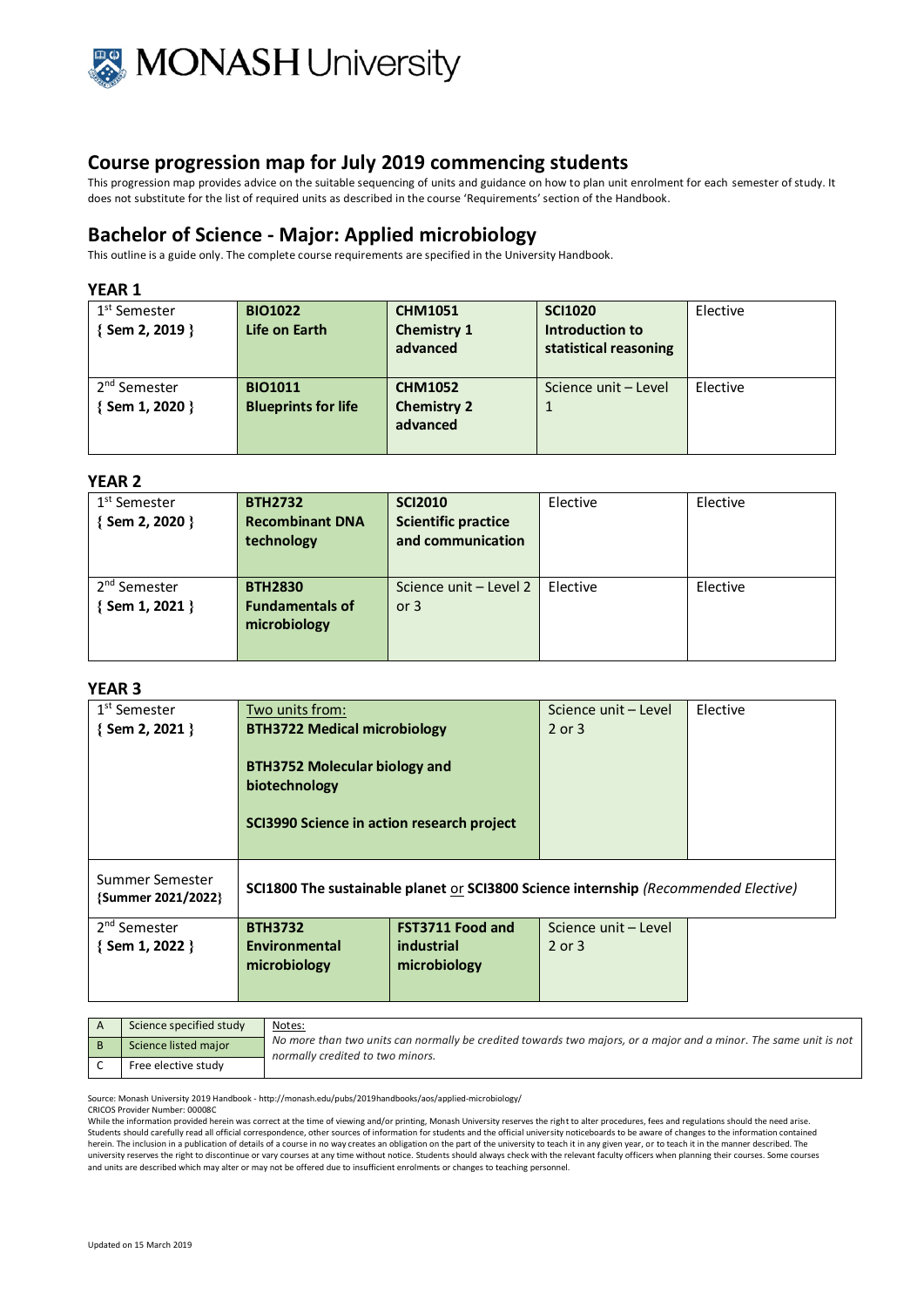# Course progression map for July 2019 commencing students

This progression map provides advice on the suitable sequencing of units and guidance on how to plan unit enrolment for each semester of study. It does not substitute for the list of required units as described in the course 'Requirements' section of the Handbook.

## Bachelor of Science - Major: Applied microbiology

This outline is a guide only. The complete course requirements are specified in the University Handbook.

### YEAR 1

| | | | | |
|---|---|---|---|---|
| 1st Semester { Sem 2, 2019 } | **BIO1022 Life on Earth** | **CHM1051 Chemistry 1 advanced** | **SCI1020 Introduction to statistical reasoning** | Elective |
| 2nd Semester { Sem 1, 2020 } | **BIO1011 Blueprints for life** | **CHM1052 Chemistry 2 advanced** | Science unit – Level 1 | Elective |

### YEAR 2

| | | | | |
|---|---|---|---|---|
| 1st Semester { Sem 2, 2020 } | **BTH2732 Recombinant DNA technology** | **SCI2010 Scientific practice and communication** | Elective | Elective |
| 2nd Semester { Sem 1, 2021 } | **BTH2830 Fundamentals of microbiology** | Science unit – Level 2 or 3 | Elective | Elective |

### YEAR 3

| | | | | |
|---|---|---|---|---|
| 1st Semester { Sem 2, 2021 } | Two units from: **BTH3722 Medical microbiology** **BTH3752 Molecular biology and biotechnology** **SCI3990 Science in action research project** | | Science unit – Level 2 or 3 | Elective |
| Summer Semester {Summer 2021/2022} | **SCI1800 The sustainable planet** or **SCI3800 Science internship** *(Recommended Elective)* | | | |
| 2nd Semester { Sem 1, 2022 } | **BTH3732 Environmental microbiology** | **FST3711 Food and industrial microbiology** | Science unit – Level 2 or 3 | |

| | |
|---|---|
| A | Science specified study |
| B | Science listed major |
| C | Free elective study |

Notes:

*No more than two units can normally be credited towards two majors, or a major and a minor. The same unit is not normally credited to two minors.*

Source: Monash University 2019 Handbook - http://monash.edu/pubs/2019handbooks/aos/applied-microbiology/

CRICOS Provider Number: 00008C

While the information provided herein was correct at the time of viewing and/or printing, Monash University reserves the right to alter procedures, fees and regulations should the need arise. Students should carefully read all official correspondence, other sources of information for students and the official university noticeboards to be aware of changes to the information contained herein. The inclusion in a publication of details of a course in no way creates an obligation on the part of the university to teach it in any given year, or to teach it in the manner described. The university reserves the right to discontinue or vary courses at any time without notice. Students should always check with the relevant faculty officers when planning their courses. Some courses and units are described which may alter or may not be offered due to insufficient enrolments or changes to teaching personnel.

Updated on 15 March 2019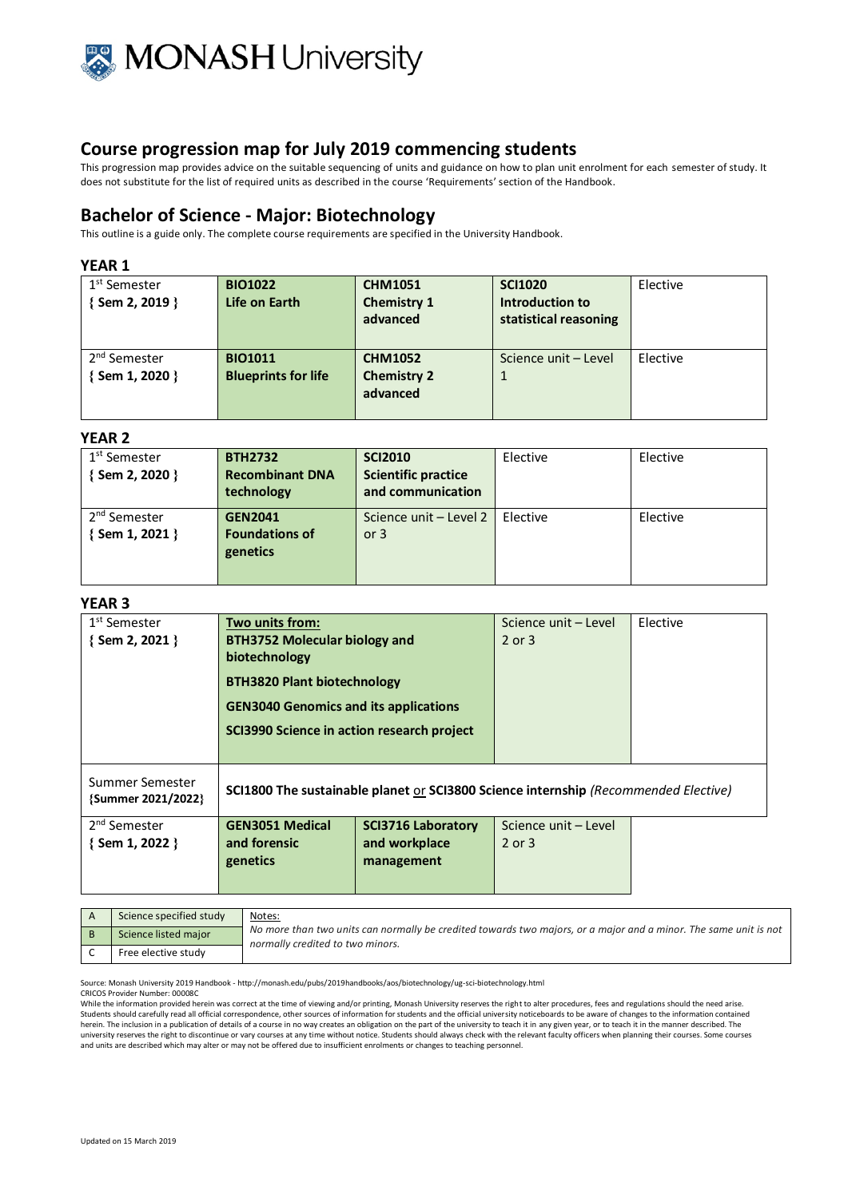## Course progression map for July 2019 commencing students

This progression map provides advice on the suitable sequencing of units and guidance on how to plan unit enrolment for each semester of study. It does not substitute for the list of required units as described in the course 'Requirements' section of the Handbook.

## Bachelor of Science - Major: Biotechnology

This outline is a guide only. The complete course requirements are specified in the University Handbook.

### YEAR 1

| | | | | |
|---|---|---|---|---|
| 1st Semester { Sem 2, 2019 } | **BIO1022 Life on Earth** | **CHM1051 Chemistry 1 advanced** | **SCI1020 Introduction to statistical reasoning** | Elective |
| 2nd Semester { Sem 1, 2020 } | **BIO1011 Blueprints for life** | **CHM1052 Chemistry 2 advanced** | Science unit – Level 1 | Elective |

### YEAR 2

| | | | | |
|---|---|---|---|---|
| 1st Semester { Sem 2, 2020 } | **BTH2732 Recombinant DNA technology** | **SCI2010 Scientific practice and communication** | Elective | Elective |
| 2nd Semester { Sem 1, 2021 } | **GEN2041 Foundations of genetics** | Science unit – Level 2 or 3 | Elective | Elective |

### YEAR 3

| | | | | |
|---|---|---|---|---|
| 1st Semester { Sem 2, 2021 } | **Two units from:** **BTH3752 Molecular biology and biotechnology** **BTH3820 Plant biotechnology** **GEN3040 Genomics and its applications** **SCI3990 Science in action research project** | | Science unit – Level 2 or 3 | Elective |
| Summer Semester {Summer 2021/2022} | **SCI1800 The sustainable planet** or **SCI3800 Science internship** *(Recommended Elective)* | | | |
| 2nd Semester { Sem 1, 2022 } | **GEN3051 Medical and forensic genetics** | **SCI3716 Laboratory and workplace management** | Science unit – Level 2 or 3 | |

| | | |
|---|---|---|
| A | Science specified study | Notes: *No more than two units can normally be credited towards two majors, or a major and a minor. The same unit is not normally credited to two minors.* |
| B | Science listed major | |
| C | Free elective study | |

Source: Monash University 2019 Handbook - http://monash.edu/pubs/2019handbooks/aos/biotechnology/ug-sci-biotechnology.html
CRICOS Provider Number: 00008C

While the information provided herein was correct at the time of viewing and/or printing, Monash University reserves the right to alter procedures, fees and regulations should the need arise. Students should carefully read all official correspondence, other sources of information for students and the official university noticeboards to be aware of changes to the information contained herein. The inclusion in a publication of details of a course in no way creates an obligation on the part of the university to teach it in any given year, or to teach it in the manner described. The university reserves the right to discontinue or vary courses at any time without notice. Students should always check with the relevant faculty officers when planning their courses. Some courses and units are described which may alter or may not be offered due to insufficient enrolments or changes to teaching personnel.

Updated on 15 March 2019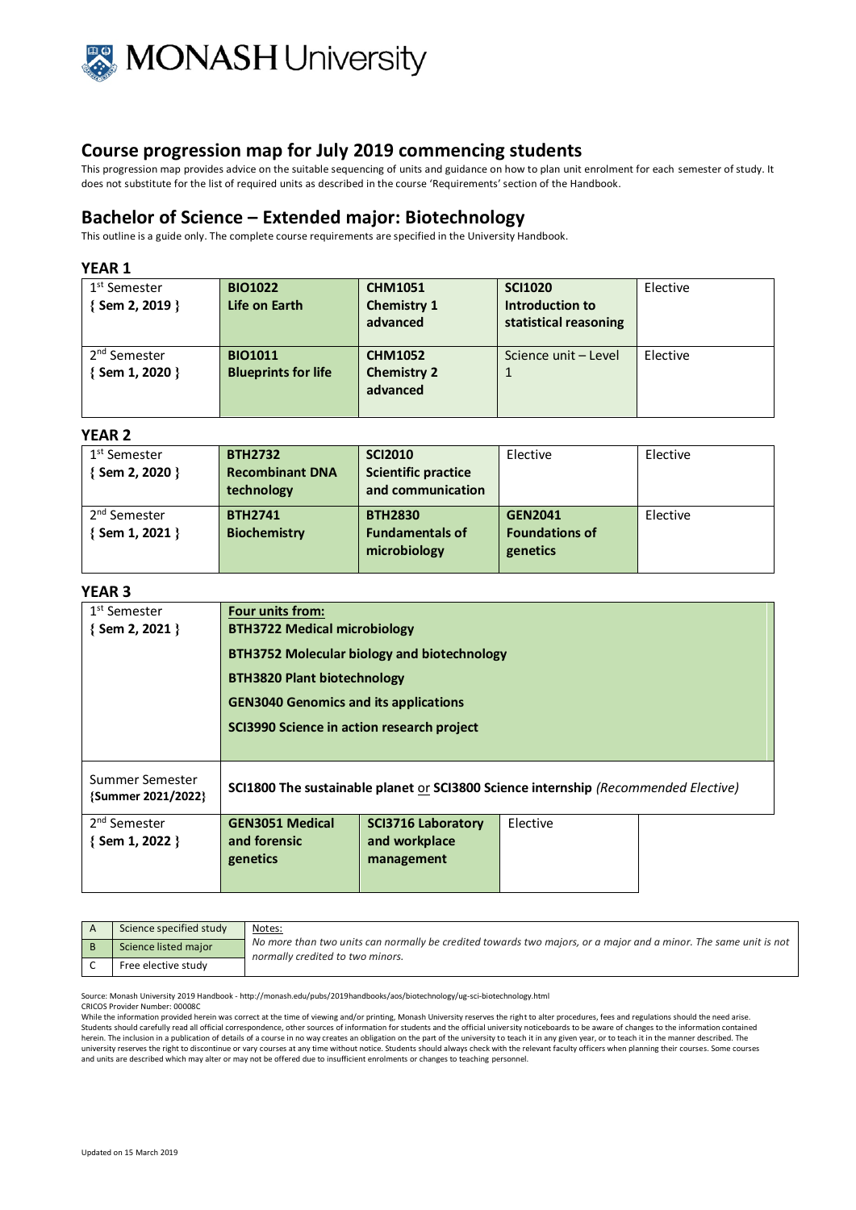# Course progression map for July 2019 commencing students

This progression map provides advice on the suitable sequencing of units and guidance on how to plan unit enrolment for each semester of study. It does not substitute for the list of required units as described in the course 'Requirements' section of the Handbook.

## Bachelor of Science – Extended major: Biotechnology

This outline is a guide only. The complete course requirements are specified in the University Handbook.

### YEAR 1

| | | | | |
|---|---|---|---|---|
| 1st Semester { Sem 2, 2019 } | **BIO1022** **Life on Earth** | **CHM1051** **Chemistry 1 advanced** | **SCI1020** **Introduction to statistical reasoning** | Elective |
| 2nd Semester { Sem 1, 2020 } | **BIO1011** **Blueprints for life** | **CHM1052** **Chemistry 2 advanced** | Science unit – Level 1 | Elective |

### YEAR 2

| | | | | |
|---|---|---|---|---|
| 1st Semester { Sem 2, 2020 } | **BTH2732** **Recombinant DNA technology** | **SCI2010** **Scientific practice and communication** | Elective | Elective |
| 2nd Semester { Sem 1, 2021 } | **BTH2741** **Biochemistry** | **BTH2830** **Fundamentals of microbiology** | **GEN2041** **Foundations of genetics** | Elective |

### YEAR 3

| | | | | |
|---|---|---|---|---|
| 1st Semester { Sem 2, 2021 } | **Four units from:** **BTH3722 Medical microbiology** **BTH3752 Molecular biology and biotechnology** **BTH3820 Plant biotechnology** **GEN3040 Genomics and its applications** **SCI3990 Science in action research project** | | | |
| Summer Semester {Summer 2021/2022} | **SCI1800 The sustainable planet** or **SCI3800 Science internship** *(Recommended Elective)* | | | |
| 2nd Semester { Sem 1, 2022 } | **GEN3051 Medical and forensic genetics** | **SCI3716 Laboratory and workplace management** | Elective | |

| | | |
|---|---|---|
| A | Science specified study | Notes: *No more than two units can normally be credited towards two majors, or a major and a minor. The same unit is not normally credited to two minors.* |
| B | Science listed major | |
| C | Free elective study | |

Source: Monash University 2019 Handbook - http://monash.edu/pubs/2019handbooks/aos/biotechnology/ug-sci-biotechnology.html
CRICOS Provider Number: 00008C
While the information provided herein was correct at the time of viewing and/or printing, Monash University reserves the right to alter procedures, fees and regulations should the need arise. Students should carefully read all official correspondence, other sources of information for students and the official university noticeboards to be aware of changes to the information contained herein. The inclusion in a publication of details of a course in no way creates an obligation on the part of the university to teach it in any given year, or to teach it in the manner described. The university reserves the right to discontinue or vary courses at any time without notice. Students should always check with the relevant faculty officers when planning their courses. Some courses and units are described which may alter or may not be offered due to insufficient enrolments or changes to teaching personnel.

Updated on 15 March 2019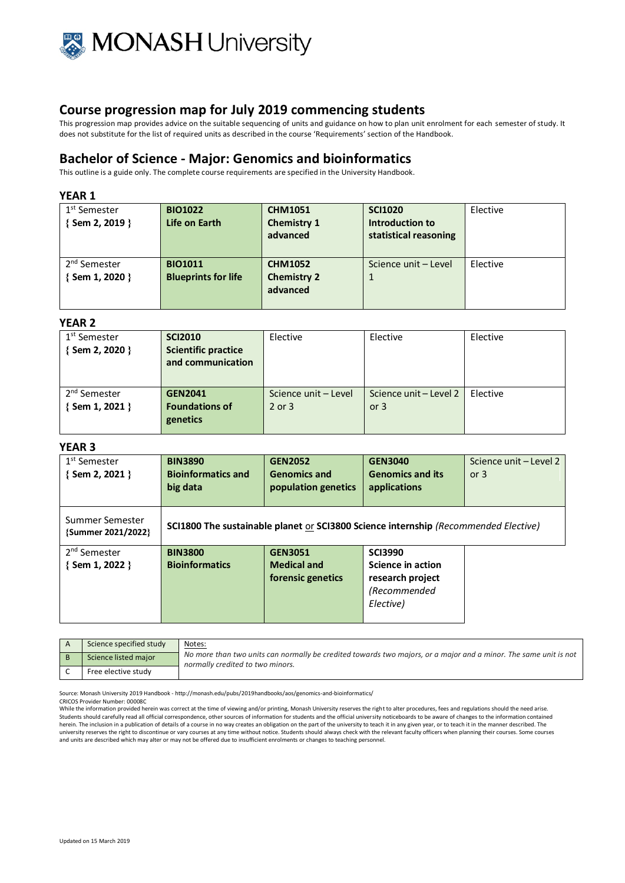MONASH University

## Course progression map for July 2019 commencing students

This progression map provides advice on the suitable sequencing of units and guidance on how to plan unit enrolment for each semester of study. It does not substitute for the list of required units as described in the course 'Requirements' section of the Handbook.

## Bachelor of Science - Major: Genomics and bioinformatics

This outline is a guide only. The complete course requirements are specified in the University Handbook.

### YEAR 1

| | | | | |
|---|---|---|---|---|
| 1st Semester { Sem 2, 2019 } | **BIO1022 Life on Earth** | **CHM1051 Chemistry 1 advanced** | **SCI1020 Introduction to statistical reasoning** | Elective |
| 2nd Semester { Sem 1, 2020 } | **BIO1011 Blueprints for life** | **CHM1052 Chemistry 2 advanced** | Science unit – Level 1 | Elective |

### YEAR 2

| | | | | |
|---|---|---|---|---|
| 1st Semester { Sem 2, 2020 } | **SCI2010 Scientific practice and communication** | Elective | Elective | Elective |
| 2nd Semester { Sem 1, 2021 } | **GEN2041 Foundations of genetics** | Science unit – Level 2 or 3 | Science unit – Level 2 or 3 | Elective |

### YEAR 3

| | | | | |
|---|---|---|---|---|
| 1st Semester { Sem 2, 2021 } | **BIN3890 Bioinformatics and big data** | **GEN2052 Genomics and population genetics** | **GEN3040 Genomics and its applications** | Science unit – Level 2 or 3 |
| Summer Semester {Summer 2021/2022} | **SCI1800 The sustainable planet** or **SCI3800 Science internship** *(Recommended Elective)* | | | |
| 2nd Semester { Sem 1, 2022 } | **BIN3800 Bioinformatics** | **GEN3051 Medical and forensic genetics** | **SCI3990 Science in action research project** *(Recommended Elective)* | |

| | | |
|---|---|---|
| A | Science specified study | Notes: *No more than two units can normally be credited towards two majors, or a major and a minor. The same unit is not normally credited to two minors.* |
| B | Science listed major | |
| C | Free elective study | |

Source: Monash University 2019 Handbook - http://monash.edu/pubs/2019handbooks/aos/genomics-and-bioinformatics/
CRICOS Provider Number: 00008C
While the information provided herein was correct at the time of viewing and/or printing, Monash University reserves the right to alter procedures, fees and regulations should the need arise. Students should carefully read all official correspondence, other sources of information for students and the official university noticeboards to be aware of changes to the information contained herein. The inclusion in a publication of details of a course in no way creates an obligation on the part of the university to teach it in any given year, or to teach it in the manner described. The university reserves the right to discontinue or vary courses at any time without notice. Students should always check with the relevant faculty officers when planning their courses. Some courses and units are described which may alter or may not be offered due to insufficient enrolments or changes to teaching personnel.

Updated on 15 March 2019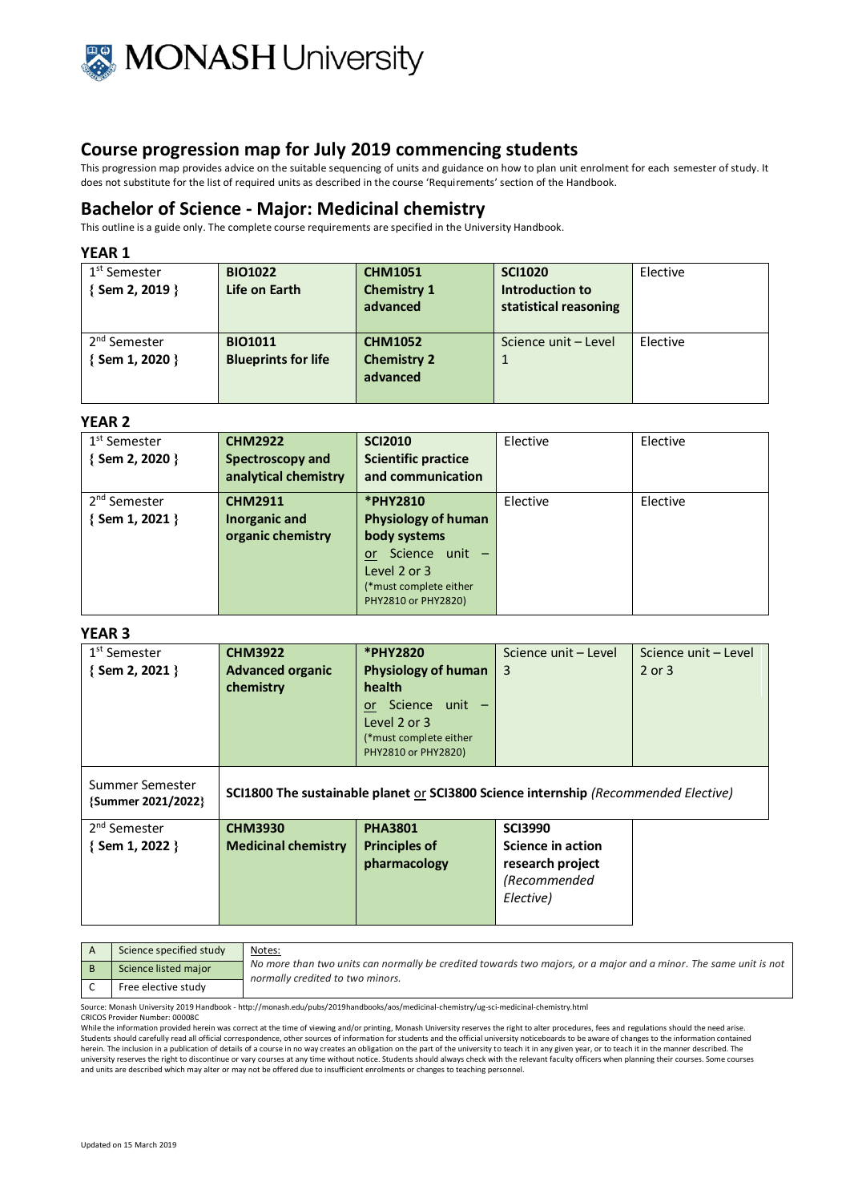# MONASH University

## Course progression map for July 2019 commencing students

This progression map provides advice on the suitable sequencing of units and guidance on how to plan unit enrolment for each semester of study. It does not substitute for the list of required units as described in the course 'Requirements' section of the Handbook.

## Bachelor of Science - Major: Medicinal chemistry

This outline is a guide only. The complete course requirements are specified in the University Handbook.

### YEAR 1

| | | | | |
|---|---|---|---|---|
| 1st Semester { Sem 2, 2019 } | **BIO1022 Life on Earth** | **CHM1051 Chemistry 1 advanced** | **SCI1020 Introduction to statistical reasoning** | Elective |
| 2nd Semester { Sem 1, 2020 } | **BIO1011 Blueprints for life** | **CHM1052 Chemistry 2 advanced** | Science unit – Level 1 | Elective |

### YEAR 2

| | | | | |
|---|---|---|---|---|
| 1st Semester { Sem 2, 2020 } | **CHM2922 Spectroscopy and analytical chemistry** | **SCI2010 Scientific practice and communication** | Elective | Elective |
| 2nd Semester { Sem 1, 2021 } | **CHM2911 Inorganic and organic chemistry** | ***PHY2810 Physiology of human body systems** or Science unit – Level 2 or 3 (*must complete either PHY2810 or PHY2820) | Elective | Elective |

### YEAR 3

| | | | | |
|---|---|---|---|---|
| 1st Semester { Sem 2, 2021 } | **CHM3922 Advanced organic chemistry** | ***PHY2820 Physiology of human health** or Science unit – Level 2 or 3 (*must complete either PHY2810 or PHY2820) | Science unit – Level 3 | Science unit – Level 2 or 3 |
| Summer Semester {Summer 2021/2022} | **SCI1800 The sustainable planet** or **SCI3800 Science internship** *(Recommended Elective)* | | | |
| 2nd Semester { Sem 1, 2022 } | **CHM3930 Medicinal chemistry** | **PHA3801 Principles of pharmacology** | **SCI3990 Science in action research project** *(Recommended Elective)* | |

| | |
|---|---|
| A | Science specified study |
| B | Science listed major |
| C | Free elective study |

Notes:
*No more than two units can normally be credited towards two majors, or a major and a minor. The same unit is not normally credited to two minors.*

Source: Monash University 2019 Handbook - http://monash.edu/pubs/2019handbooks/aos/medicinal-chemistry/ug-sci-medicinal-chemistry.html
CRICOS Provider Number: 00008C
While the information provided herein was correct at the time of viewing and/or printing, Monash University reserves the right to alter procedures, fees and regulations should the need arise. Students should carefully read all official correspondence, other sources of information for students and the official university noticeboards to be aware of changes to the information contained herein. The inclusion in a publication of details of a course in no way creates an obligation on the part of the university to teach it in any given year, or to teach it in the manner described. The university reserves the right to discontinue or vary courses at any time without notice. Students should always check with the relevant faculty officers when planning their courses. Some courses and units are described which may alter or may not be offered due to insufficient enrolments or changes to teaching personnel.

Updated on 15 March 2019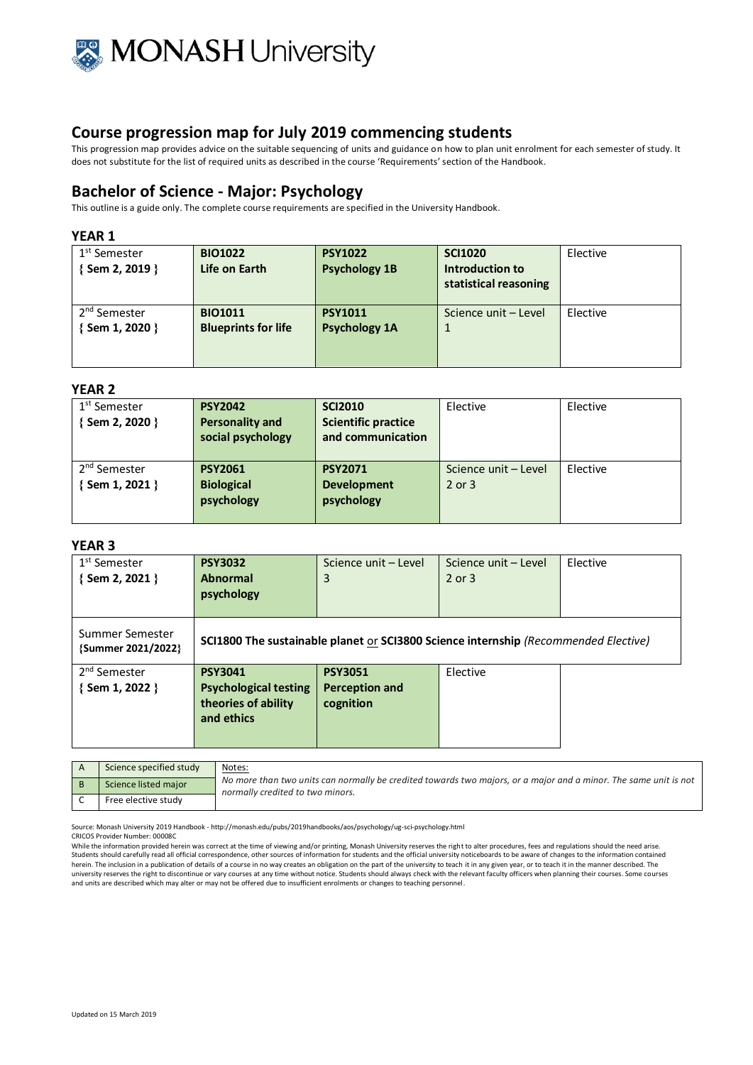MONASH University

## Course progression map for July 2019 commencing students

This progression map provides advice on the suitable sequencing of units and guidance on how to plan unit enrolment for each semester of study. It does not substitute for the list of required units as described in the course 'Requirements' section of the Handbook.

## Bachelor of Science - Major: Psychology

This outline is a guide only. The complete course requirements are specified in the University Handbook.

### YEAR 1

| | | | | |
|---|---|---|---|---|
| 1st Semester { Sem 2, 2019 } | **BIO1022** **Life on Earth** | **PSY1022** **Psychology 1B** | **SCI1020** **Introduction to statistical reasoning** | Elective |
| 2nd Semester { Sem 1, 2020 } | **BIO1011** **Blueprints for life** | **PSY1011** **Psychology 1A** | Science unit – Level 1 | Elective |

### YEAR 2

| | | | | |
|---|---|---|---|---|
| 1st Semester { Sem 2, 2020 } | **PSY2042** **Personality and social psychology** | **SCI2010** **Scientific practice and communication** | Elective | Elective |
| 2nd Semester { Sem 1, 2021 } | **PSY2061** **Biological psychology** | **PSY2071** **Development psychology** | Science unit – Level 2 or 3 | Elective |

### YEAR 3

| | | | | |
|---|---|---|---|---|
| 1st Semester { Sem 2, 2021 } | **PSY3032** **Abnormal psychology** | Science unit – Level 3 | Science unit – Level 2 or 3 | Elective |
| Summer Semester {Summer 2021/2022} | **SCI1800 The sustainable planet** or **SCI3800 Science internship** *(Recommended Elective)* | | | |
| 2nd Semester { Sem 1, 2022 } | **PSY3041** **Psychological testing theories of ability and ethics** | **PSY3051** **Perception and cognition** | Elective | |

| | |
|---|---|
| A | Science specified study |
| B | Science listed major |
| C | Free elective study |

Notes:

*No more than two units can normally be credited towards two majors, or a major and a minor. The same unit is not normally credited to two minors.*

Source: Monash University 2019 Handbook - http://monash.edu/pubs/2019handbooks/aos/psychology/ug-sci-psychology.html

CRICOS Provider Number: 00008C

While the information provided herein was correct at the time of viewing and/or printing, Monash University reserves the right to alter procedures, fees and regulations should the need arise. Students should carefully read all official correspondence, other sources of information for students and the official university noticeboards to be aware of changes to the information contained herein. The inclusion in a publication of details of a course in no way creates an obligation on the part of the university to teach it in any given year, or to teach it in the manner described. The university reserves the right to discontinue or vary courses at any time without notice. Students should always check with the relevant faculty officers when planning their courses. Some courses and units are described which may alter or may not be offered due to insufficient enrolments or changes to teaching personnel.

Updated on 15 March 2019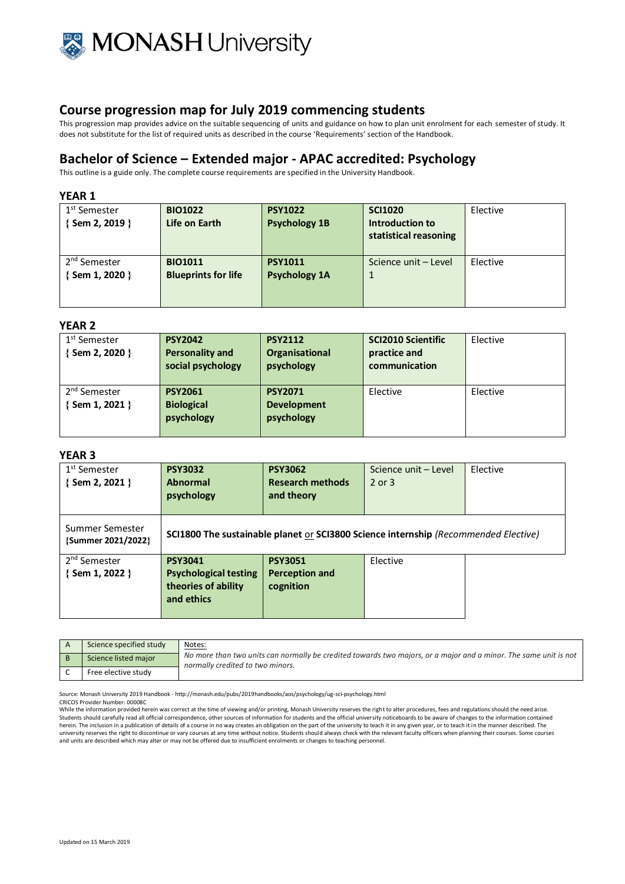MONASH University

# Course progression map for July 2019 commencing students

This progression map provides advice on the suitable sequencing of units and guidance on how to plan unit enrolment for each semester of study. It does not substitute for the list of required units as described in the course 'Requirements' section of the Handbook.

## Bachelor of Science – Extended major - APAC accredited: Psychology

This outline is a guide only. The complete course requirements are specified in the University Handbook.

### YEAR 1

| | | | | |
|---|---|---|---|---|
| 1st Semester { Sem 2, 2019 } | **BIO1022 Life on Earth** | **PSY1022 Psychology 1B** | **SCI1020 Introduction to statistical reasoning** | Elective |
| 2nd Semester { Sem 1, 2020 } | **BIO1011 Blueprints for life** | **PSY1011 Psychology 1A** | Science unit – Level 1 | Elective |

### YEAR 2

| | | | | |
|---|---|---|---|---|
| 1st Semester { Sem 2, 2020 } | **PSY2042 Personality and social psychology** | **PSY2112 Organisational psychology** | **SCI2010 Scientific practice and communication** | Elective |
| 2nd Semester { Sem 1, 2021 } | **PSY2061 Biological psychology** | **PSY2071 Development psychology** | Elective | Elective |

### YEAR 3

| | | | | |
|---|---|---|---|---|
| 1st Semester { Sem 2, 2021 } | **PSY3032 Abnormal psychology** | **PSY3062 Research methods and theory** | Science unit – Level 2 or 3 | Elective |
| Summer Semester {Summer 2021/2022} | **SCI1800 The sustainable planet** or **SCI3800 Science internship** *(Recommended Elective)* | | | |
| 2nd Semester { Sem 1, 2022 } | **PSY3041 Psychological testing theories of ability and ethics** | **PSY3051 Perception and cognition** | Elective | |

| | |
|---|---|
| A | Science specified study |
| B | Science listed major |
| C | Free elective study |

Notes:

*No more than two units can normally be credited towards two majors, or a major and a minor. The same unit is not normally credited to two minors.*

Source: Monash University 2019 Handbook - http://monash.edu/pubs/2019handbooks/aos/psychology/ug-sci-psychology.html

CRICOS Provider Number: 00008C

While the information provided herein was correct at the time of viewing and/or printing, Monash University reserves the right to alter procedures, fees and regulations should the need arise. Students should carefully read all official correspondence, other sources of information for students and the official university noticeboards to be aware of changes to the information contained herein. The inclusion in a publication of details of a course in no way creates an obligation on the part of the university to teach it in any given year, or to teach it in the manner described. The university reserves the right to discontinue or vary courses at any time without notice. Students should always check with the relevant faculty officers when planning their courses. Some courses and units are described which may alter or may not be offered due to insufficient enrolments or changes to teaching personnel.

Updated on 15 March 2019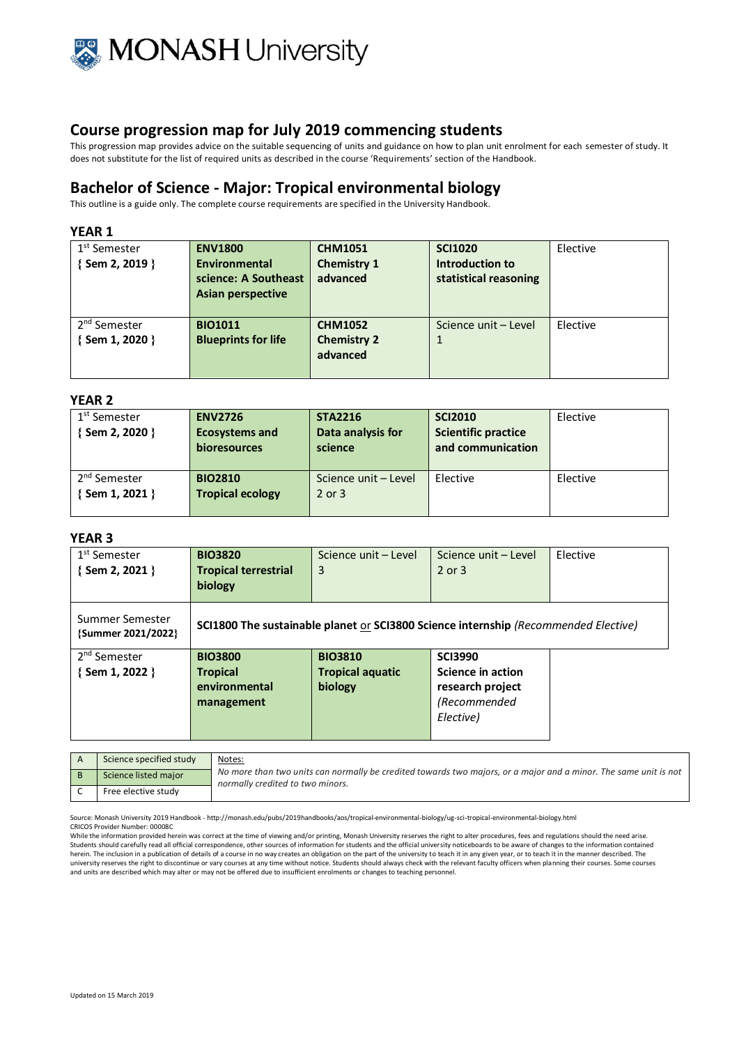MONASH University

## Course progression map for July 2019 commencing students

This progression map provides advice on the suitable sequencing of units and guidance on how to plan unit enrolment for each semester of study. It does not substitute for the list of required units as described in the course 'Requirements' section of the Handbook.

## Bachelor of Science - Major: Tropical environmental biology

This outline is a guide only. The complete course requirements are specified in the University Handbook.

### YEAR 1

| | | | | |
|---|---|---|---|---|
| 1st Semester { Sem 2, 2019 } | **ENV1800 Environmental science: A Southeast Asian perspective** | **CHM1051 Chemistry 1 advanced** | **SCI1020 Introduction to statistical reasoning** | Elective |
| 2nd Semester { Sem 1, 2020 } | **BIO1011 Blueprints for life** | **CHM1052 Chemistry 2 advanced** | Science unit – Level 1 | Elective |

### YEAR 2

| | | | | |
|---|---|---|---|---|
| 1st Semester { Sem 2, 2020 } | **ENV2726 Ecosystems and bioresources** | **STA2216 Data analysis for science** | **SCI2010 Scientific practice and communication** | Elective |
| 2nd Semester { Sem 1, 2021 } | **BIO2810 Tropical ecology** | Science unit – Level 2 or 3 | Elective | Elective |

### YEAR 3

| | | | | |
|---|---|---|---|---|
| 1st Semester { Sem 2, 2021 } | **BIO3820 Tropical terrestrial biology** | Science unit – Level 3 | Science unit – Level 2 or 3 | Elective |
| Summer Semester {Summer 2021/2022} | **SCI1800 The sustainable planet** or **SCI3800 Science internship** *(Recommended Elective)* | | | |
| 2nd Semester { Sem 1, 2022 } | **BIO3800 Tropical environmental management** | **BIO3810 Tropical aquatic biology** | **SCI3990 Science in action research project** *(Recommended Elective)* | |

| | |
|---|---|
| A | Science specified study |
| B | Science listed major |
| C | Free elective study |

Notes:
*No more than two units can normally be credited towards two majors, or a major and a minor. The same unit is not normally credited to two minors.*

Source: Monash University 2019 Handbook - http://monash.edu/pubs/2019handbooks/aos/tropical-environmental-biology/ug-sci-tropical-environmental-biology.html
CRICOS Provider Number: 00008C
While the information provided herein was correct at the time of viewing and/or printing, Monash University reserves the right to alter procedures, fees and regulations should the need arise. Students should carefully read all official correspondence, other sources of information for students and the official university noticeboards to be aware of changes to the information contained herein. The inclusion in a publication of details of a course in no way creates an obligation on the part of the university to teach it in any given year, or to teach it in the manner described. The university reserves the right to discontinue or vary courses at any time without notice. Students should always check with the relevant faculty officers when planning their courses. Some courses and units are described which may alter or may not be offered due to insufficient enrolments or changes to teaching personnel.

Updated on 15 March 2019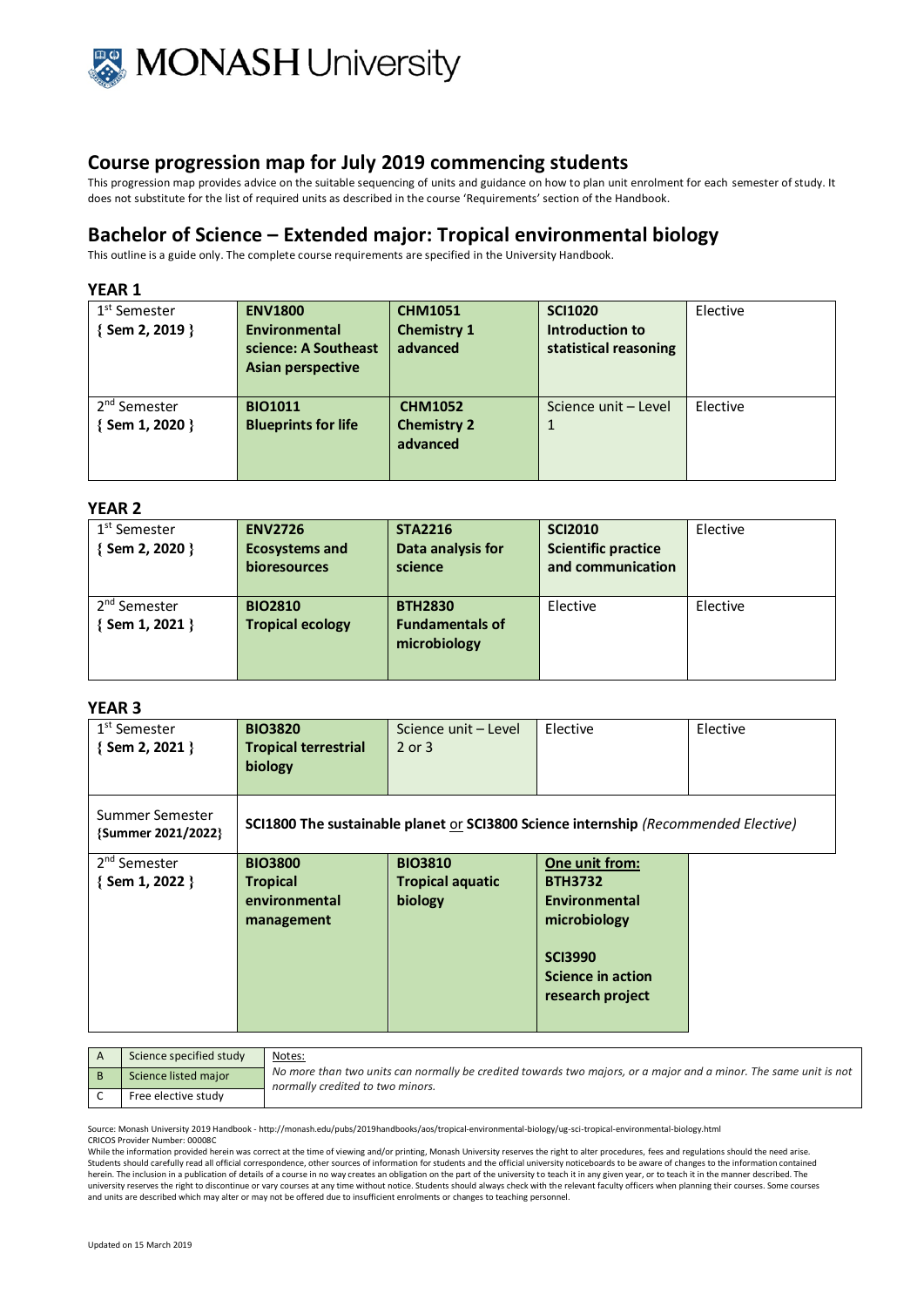# Course progression map for July 2019 commencing students

This progression map provides advice on the suitable sequencing of units and guidance on how to plan unit enrolment for each semester of study. It does not substitute for the list of required units as described in the course 'Requirements' section of the Handbook.

## Bachelor of Science – Extended major: Tropical environmental biology

This outline is a guide only. The complete course requirements are specified in the University Handbook.

### YEAR 1

| | | | | |
|---|---|---|---|---|
| 1st Semester { Sem 2, 2019 } | **ENV1800 Environmental science: A Southeast Asian perspective** | **CHM1051 Chemistry 1 advanced** | **SCI1020 Introduction to statistical reasoning** | Elective |
| 2nd Semester { Sem 1, 2020 } | **BIO1011 Blueprints for life** | **CHM1052 Chemistry 2 advanced** | Science unit – Level 1 | Elective |

### YEAR 2

| | | | | |
|---|---|---|---|---|
| 1st Semester { Sem 2, 2020 } | **ENV2726 Ecosystems and bioresources** | **STA2216 Data analysis for science** | **SCI2010 Scientific practice and communication** | Elective |
| 2nd Semester { Sem 1, 2021 } | **BIO2810 Tropical ecology** | **BTH2830 Fundamentals of microbiology** | Elective | Elective |

### YEAR 3

| | | | | |
|---|---|---|---|---|
| 1st Semester { Sem 2, 2021 } | **BIO3820 Tropical terrestrial biology** | Science unit – Level 2 or 3 | Elective | Elective |
| Summer Semester {Summer 2021/2022} | **SCI1800 The sustainable planet** or **SCI3800 Science internship** *(Recommended Elective)* | | | |
| 2nd Semester { Sem 1, 2022 } | **BIO3800 Tropical environmental management** | **BIO3810 Tropical aquatic biology** | **One unit from:** **BTH3732 Environmental microbiology** **SCI3990 Science in action research project** | |

| | | |
|---|---|---|
| A | Science specified study | Notes: *No more than two units can normally be credited towards two majors, or a major and a minor. The same unit is not normally credited to two minors.* |
| B | Science listed major | |
| C | Free elective study | |

Source: Monash University 2019 Handbook - http://monash.edu/pubs/2019handbooks/aos/tropical-environmental-biology/ug-sci-tropical-environmental-biology.html
CRICOS Provider Number: 00008C

While the information provided herein was correct at the time of viewing and/or printing, Monash University reserves the right to alter procedures, fees and regulations should the need arise. Students should carefully read all official correspondence, other sources of information for students and the official university noticeboards to be aware of changes to the information contained herein. The inclusion in a publication of details of a course in no way creates an obligation on the part of the university to teach it in any given year, or to teach it in the manner described. The university reserves the right to discontinue or vary courses at any time without notice. Students should always check with the relevant faculty officers when planning their courses. Some courses and units are described which may alter or may not be offered due to insufficient enrolments or changes to teaching personnel.

Updated on 15 March 2019